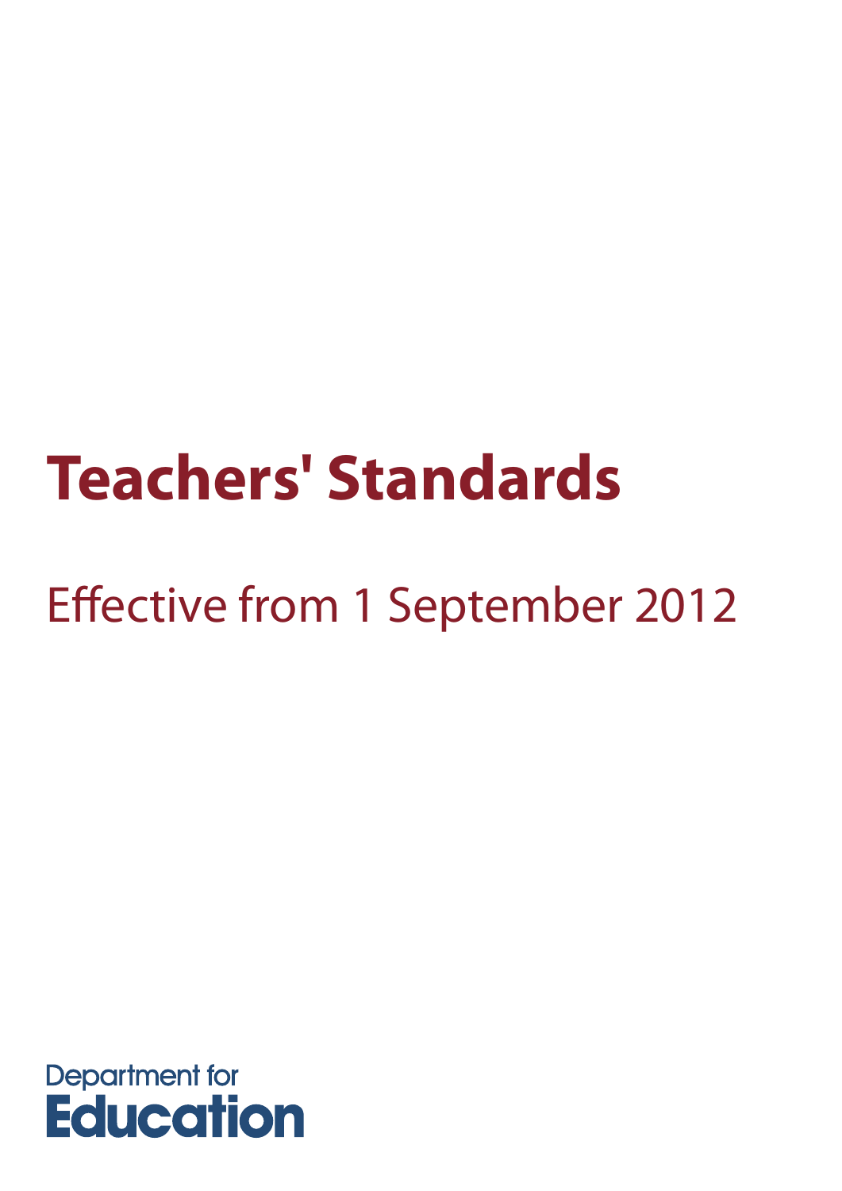# Teachers' Standards

Effective from 1 September 2012

Department for
Education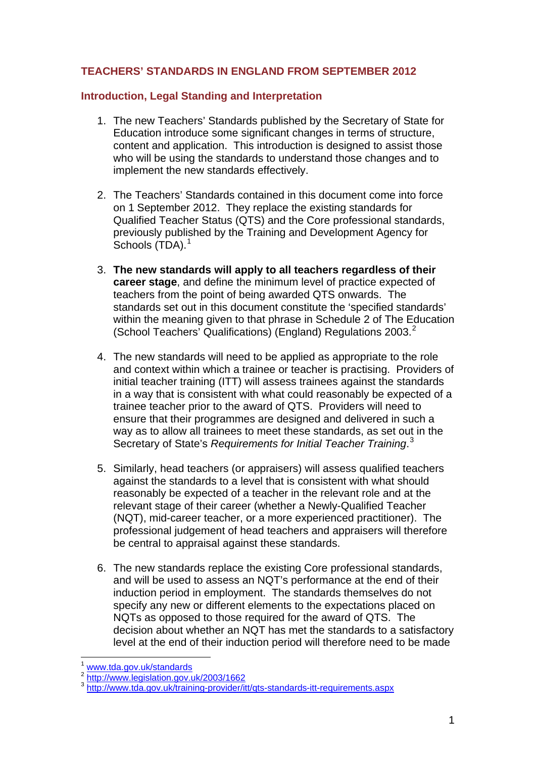## TEACHERS' STANDARDS IN ENGLAND FROM SEPTEMBER 2012

### Introduction, Legal Standing and Interpretation

1. The new Teachers' Standards published by the Secretary of State for Education introduce some significant changes in terms of structure, content and application. This introduction is designed to assist those who will be using the standards to understand those changes and to implement the new standards effectively.

2. The Teachers' Standards contained in this document come into force on 1 September 2012. They replace the existing standards for Qualified Teacher Status (QTS) and the Core professional standards, previously published by the Training and Development Agency for Schools (TDA).[1]

3. **The new standards will apply to all teachers regardless of their career stage**, and define the minimum level of practice expected of teachers from the point of being awarded QTS onwards. The standards set out in this document constitute the 'specified standards' within the meaning given to that phrase in Schedule 2 of The Education (School Teachers' Qualifications) (England) Regulations 2003.[2]

4. The new standards will need to be applied as appropriate to the role and context within which a trainee or teacher is practising. Providers of initial teacher training (ITT) will assess trainees against the standards in a way that is consistent with what could reasonably be expected of a trainee teacher prior to the award of QTS. Providers will need to ensure that their programmes are designed and delivered in such a way as to allow all trainees to meet these standards, as set out in the Secretary of State's *Requirements for Initial Teacher Training*.[3]

5. Similarly, head teachers (or appraisers) will assess qualified teachers against the standards to a level that is consistent with what should reasonably be expected of a teacher in the relevant role and at the relevant stage of their career (whether a Newly-Qualified Teacher (NQT), mid-career teacher, or a more experienced practitioner). The professional judgement of head teachers and appraisers will therefore be central to appraisal against these standards.

6. The new standards replace the existing Core professional standards, and will be used to assess an NQT's performance at the end of their induction period in employment. The standards themselves do not specify any new or different elements to the expectations placed on NQTs as opposed to those required for the award of QTS. The decision about whether an NQT has met the standards to a satisfactory level at the end of their induction period will therefore need to be made

---

[1] www.tda.gov.uk/standards

[2] http://www.legislation.gov.uk/2003/1662

[3] http://www.tda.gov.uk/training-provider/itt/qts-standards-itt-requirements.aspx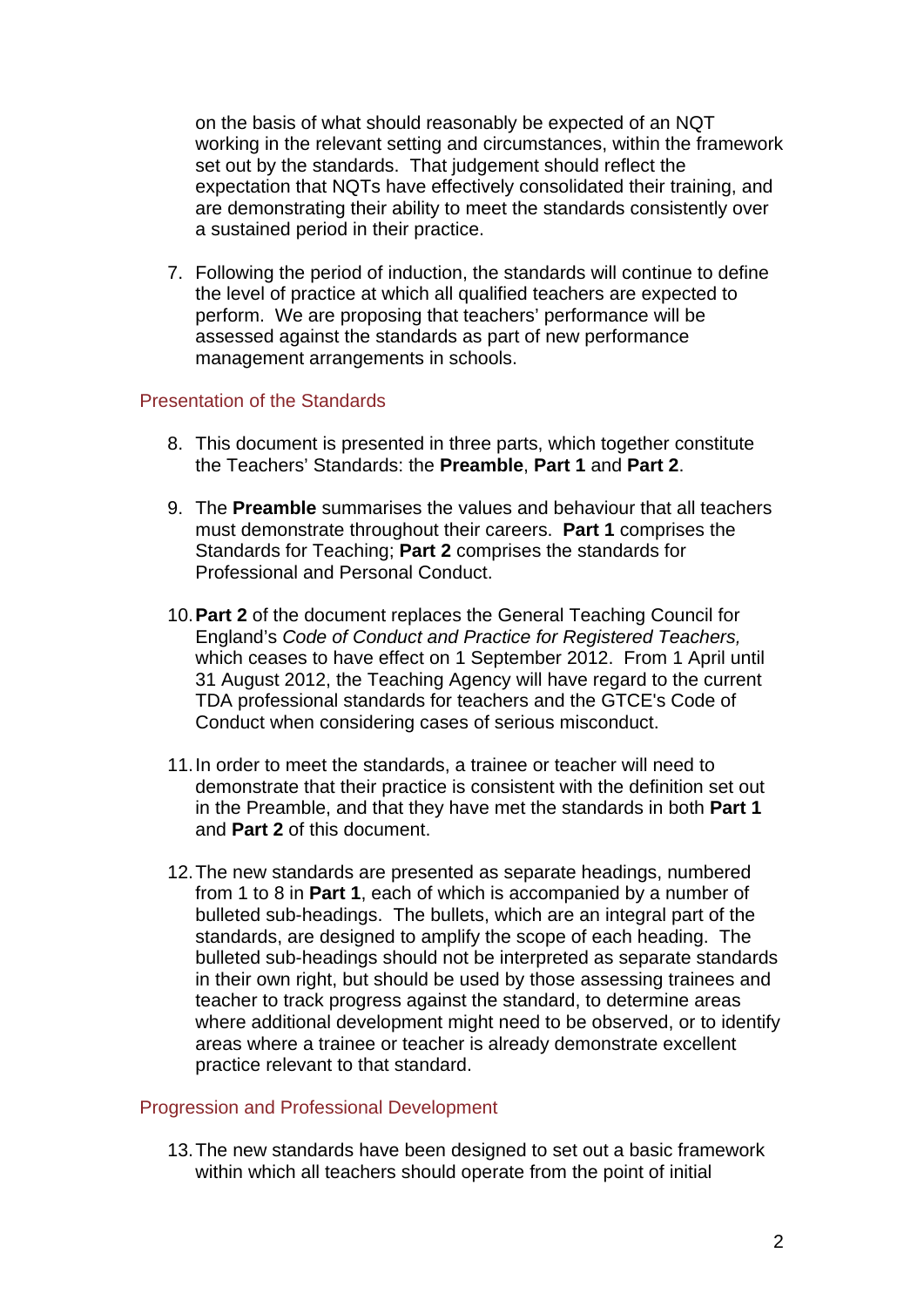on the basis of what should reasonably be expected of an NQT working in the relevant setting and circumstances, within the framework set out by the standards. That judgement should reflect the expectation that NQTs have effectively consolidated their training, and are demonstrating their ability to meet the standards consistently over a sustained period in their practice.

7. Following the period of induction, the standards will continue to define the level of practice at which all qualified teachers are expected to perform. We are proposing that teachers' performance will be assessed against the standards as part of new performance management arrangements in schools.

## Presentation of the Standards

8. This document is presented in three parts, which together constitute the Teachers' Standards: the **Preamble**, **Part 1** and **Part 2**.

9. The **Preamble** summarises the values and behaviour that all teachers must demonstrate throughout their careers. **Part 1** comprises the Standards for Teaching; **Part 2** comprises the standards for Professional and Personal Conduct.

10. **Part 2** of the document replaces the General Teaching Council for England's *Code of Conduct and Practice for Registered Teachers,* which ceases to have effect on 1 September 2012. From 1 April until 31 August 2012, the Teaching Agency will have regard to the current TDA professional standards for teachers and the GTCE's Code of Conduct when considering cases of serious misconduct.

11. In order to meet the standards, a trainee or teacher will need to demonstrate that their practice is consistent with the definition set out in the Preamble, and that they have met the standards in both **Part 1** and **Part 2** of this document.

12. The new standards are presented as separate headings, numbered from 1 to 8 in **Part 1**, each of which is accompanied by a number of bulleted sub-headings. The bullets, which are an integral part of the standards, are designed to amplify the scope of each heading. The bulleted sub-headings should not be interpreted as separate standards in their own right, but should be used by those assessing trainees and teacher to track progress against the standard, to determine areas where additional development might need to be observed, or to identify areas where a trainee or teacher is already demonstrate excellent practice relevant to that standard.

## Progression and Professional Development

13. The new standards have been designed to set out a basic framework within which all teachers should operate from the point of initial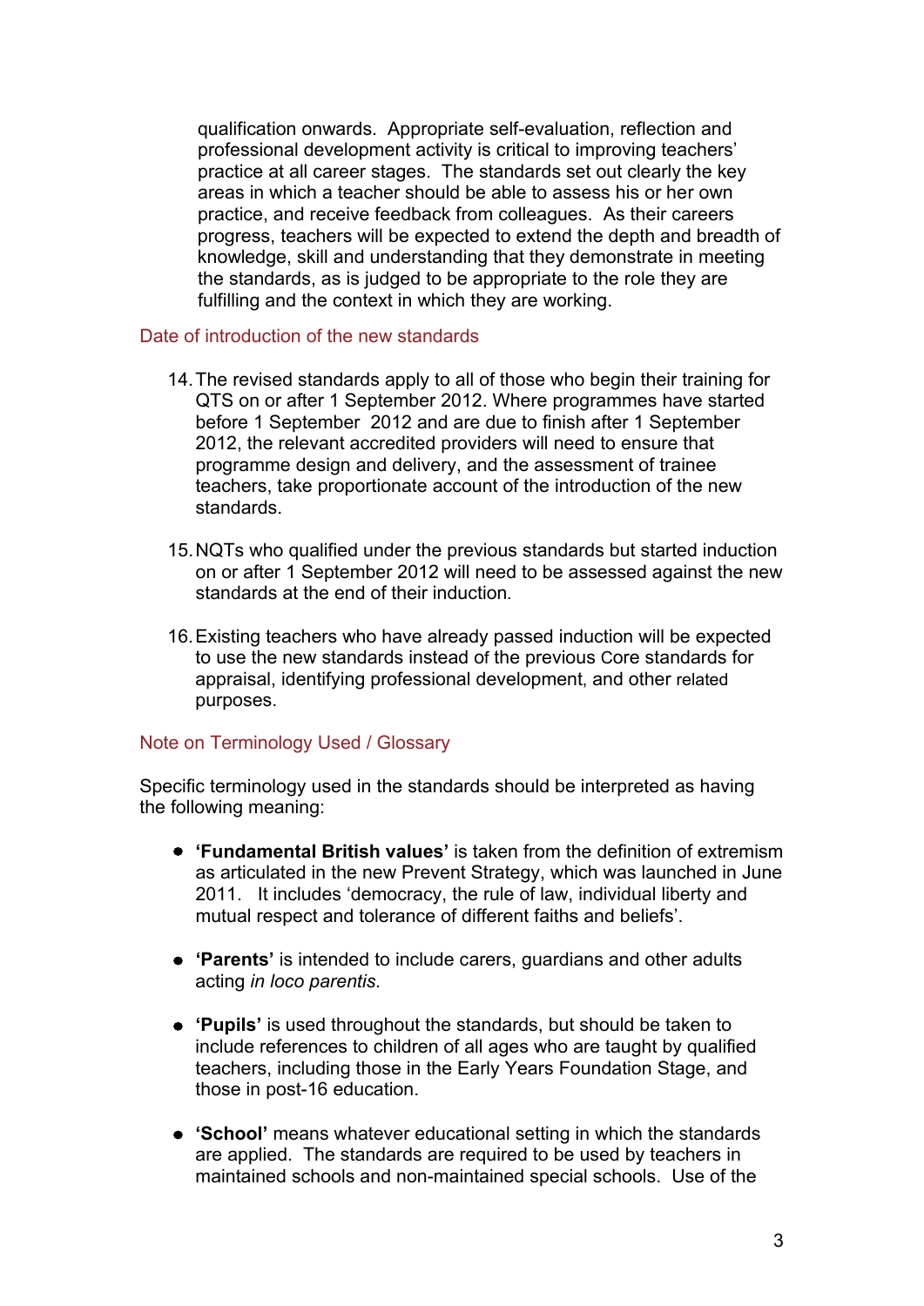qualification onwards. Appropriate self-evaluation, reflection and professional development activity is critical to improving teachers' practice at all career stages. The standards set out clearly the key areas in which a teacher should be able to assess his or her own practice, and receive feedback from colleagues. As their careers progress, teachers will be expected to extend the depth and breadth of knowledge, skill and understanding that they demonstrate in meeting the standards, as is judged to be appropriate to the role they are fulfilling and the context in which they are working.

## Date of introduction of the new standards

14. The revised standards apply to all of those who begin their training for QTS on or after 1 September 2012. Where programmes have started before 1 September 2012 and are due to finish after 1 September 2012, the relevant accredited providers will need to ensure that programme design and delivery, and the assessment of trainee teachers, take proportionate account of the introduction of the new standards.

15. NQTs who qualified under the previous standards but started induction on or after 1 September 2012 will need to be assessed against the new standards at the end of their induction.

16. Existing teachers who have already passed induction will be expected to use the new standards instead of the previous Core standards for appraisal, identifying professional development, and other related purposes.

## Note on Terminology Used / Glossary

Specific terminology used in the standards should be interpreted as having the following meaning:

- **'Fundamental British values'** is taken from the definition of extremism as articulated in the new Prevent Strategy, which was launched in June 2011. It includes 'democracy, the rule of law, individual liberty and mutual respect and tolerance of different faiths and beliefs'.

- **'Parents'** is intended to include carers, guardians and other adults acting *in loco parentis*.

- **'Pupils'** is used throughout the standards, but should be taken to include references to children of all ages who are taught by qualified teachers, including those in the Early Years Foundation Stage, and those in post-16 education.

- **'School'** means whatever educational setting in which the standards are applied. The standards are required to be used by teachers in maintained schools and non-maintained special schools. Use of the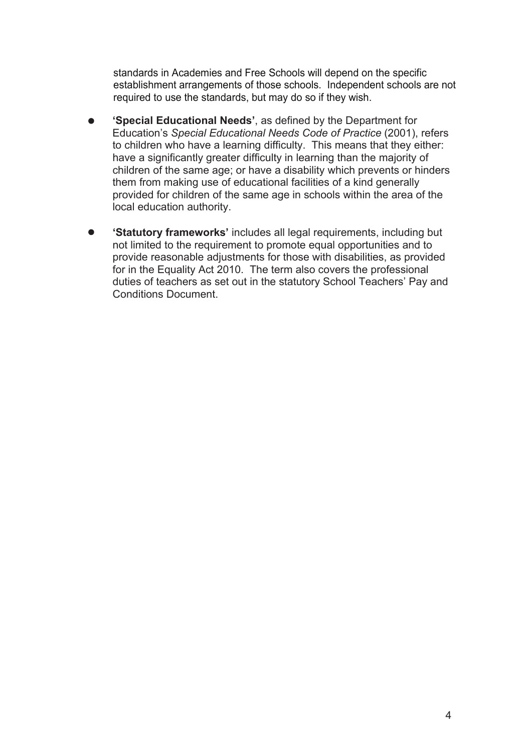standards in Academies and Free Schools will depend on the specific establishment arrangements of those schools. Independent schools are not required to use the standards, but may do so if they wish.

- **'Special Educational Needs'**, as defined by the Department for Education's *Special Educational Needs Code of Practice* (2001), refers to children who have a learning difficulty. This means that they either: have a significantly greater difficulty in learning than the majority of children of the same age; or have a disability which prevents or hinders them from making use of educational facilities of a kind generally provided for children of the same age in schools within the area of the local education authority.

- **'Statutory frameworks'** includes all legal requirements, including but not limited to the requirement to promote equal opportunities and to provide reasonable adjustments for those with disabilities, as provided for in the Equality Act 2010. The term also covers the professional duties of teachers as set out in the statutory School Teachers' Pay and Conditions Document.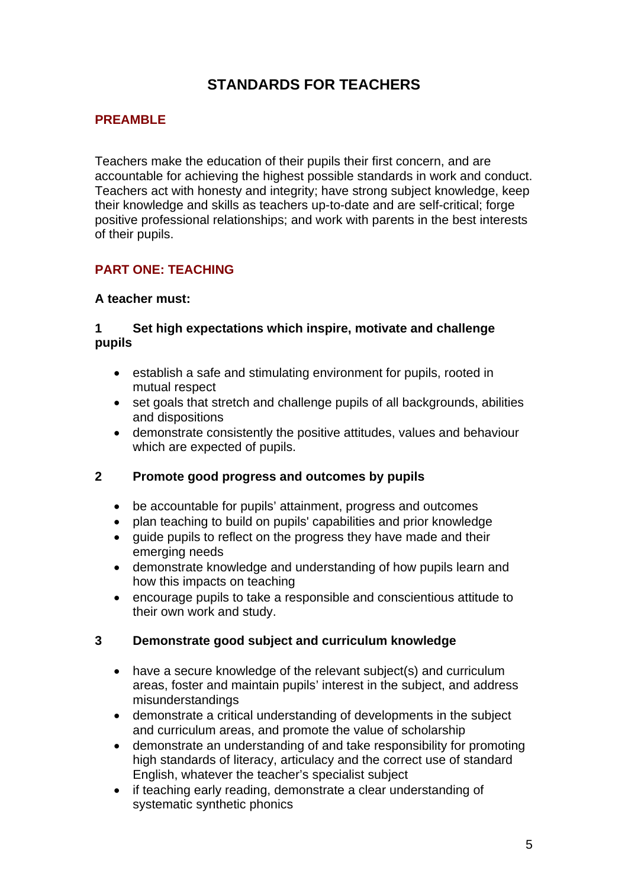# STANDARDS FOR TEACHERS

## PREAMBLE

Teachers make the education of their pupils their first concern, and are accountable for achieving the highest possible standards in work and conduct. Teachers act with honesty and integrity; have strong subject knowledge, keep their knowledge and skills as teachers up-to-date and are self-critical; forge positive professional relationships; and work with parents in the best interests of their pupils.

## PART ONE: TEACHING

**A teacher must:**

### 1 Set high expectations which inspire, motivate and challenge pupils

- establish a safe and stimulating environment for pupils, rooted in mutual respect
- set goals that stretch and challenge pupils of all backgrounds, abilities and dispositions
- demonstrate consistently the positive attitudes, values and behaviour which are expected of pupils.

### 2 Promote good progress and outcomes by pupils

- be accountable for pupils' attainment, progress and outcomes
- plan teaching to build on pupils' capabilities and prior knowledge
- guide pupils to reflect on the progress they have made and their emerging needs
- demonstrate knowledge and understanding of how pupils learn and how this impacts on teaching
- encourage pupils to take a responsible and conscientious attitude to their own work and study.

### 3 Demonstrate good subject and curriculum knowledge

- have a secure knowledge of the relevant subject(s) and curriculum areas, foster and maintain pupils' interest in the subject, and address misunderstandings
- demonstrate a critical understanding of developments in the subject and curriculum areas, and promote the value of scholarship
- demonstrate an understanding of and take responsibility for promoting high standards of literacy, articulacy and the correct use of standard English, whatever the teacher's specialist subject
- if teaching early reading, demonstrate a clear understanding of systematic synthetic phonics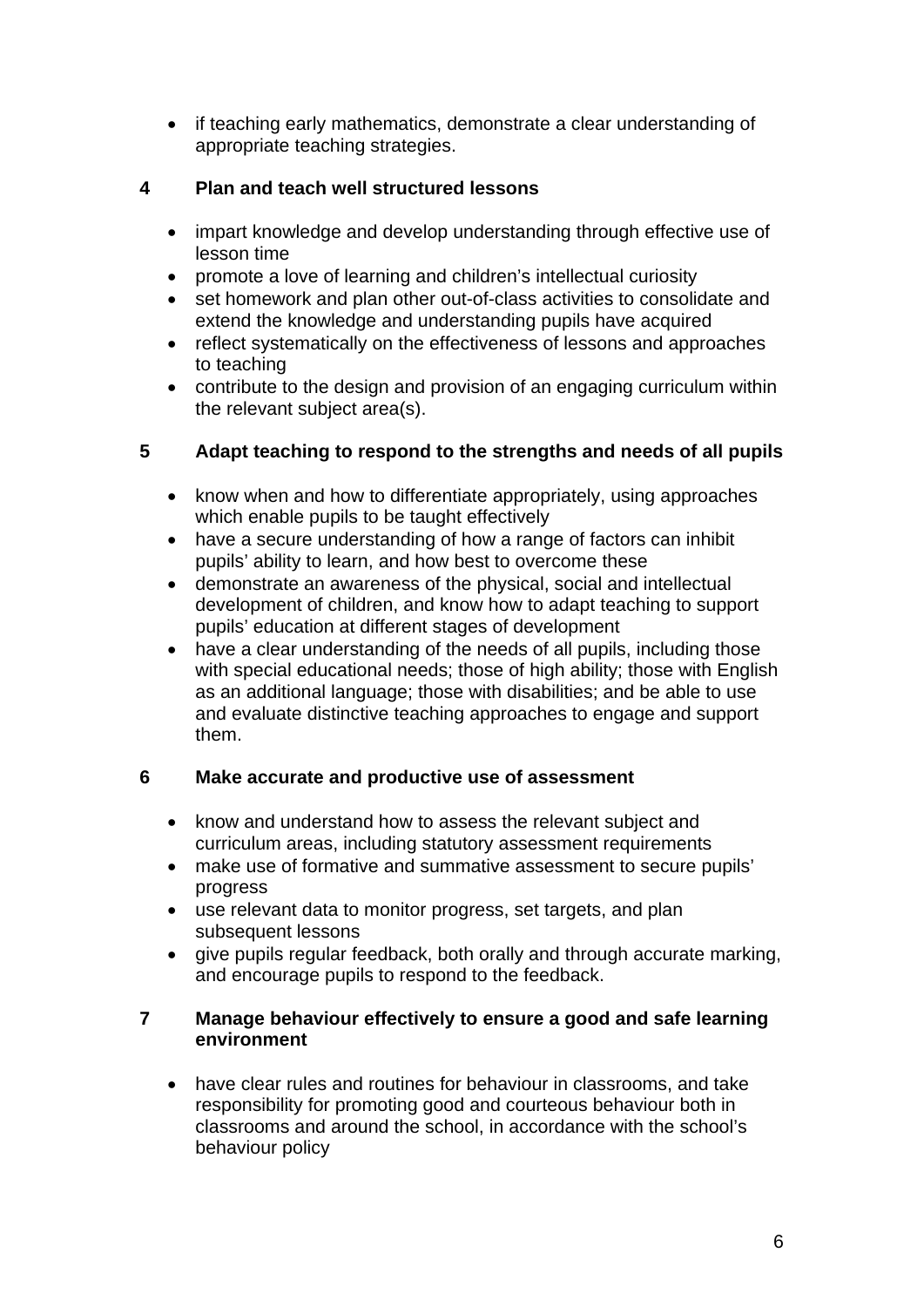- if teaching early mathematics, demonstrate a clear understanding of appropriate teaching strategies.

## 4 Plan and teach well structured lessons

- impart knowledge and develop understanding through effective use of lesson time
- promote a love of learning and children's intellectual curiosity
- set homework and plan other out-of-class activities to consolidate and extend the knowledge and understanding pupils have acquired
- reflect systematically on the effectiveness of lessons and approaches to teaching
- contribute to the design and provision of an engaging curriculum within the relevant subject area(s).

## 5 Adapt teaching to respond to the strengths and needs of all pupils

- know when and how to differentiate appropriately, using approaches which enable pupils to be taught effectively
- have a secure understanding of how a range of factors can inhibit pupils' ability to learn, and how best to overcome these
- demonstrate an awareness of the physical, social and intellectual development of children, and know how to adapt teaching to support pupils' education at different stages of development
- have a clear understanding of the needs of all pupils, including those with special educational needs; those of high ability; those with English as an additional language; those with disabilities; and be able to use and evaluate distinctive teaching approaches to engage and support them.

## 6 Make accurate and productive use of assessment

- know and understand how to assess the relevant subject and curriculum areas, including statutory assessment requirements
- make use of formative and summative assessment to secure pupils' progress
- use relevant data to monitor progress, set targets, and plan subsequent lessons
- give pupils regular feedback, both orally and through accurate marking, and encourage pupils to respond to the feedback.

## 7 Manage behaviour effectively to ensure a good and safe learning environment

- have clear rules and routines for behaviour in classrooms, and take responsibility for promoting good and courteous behaviour both in classrooms and around the school, in accordance with the school's behaviour policy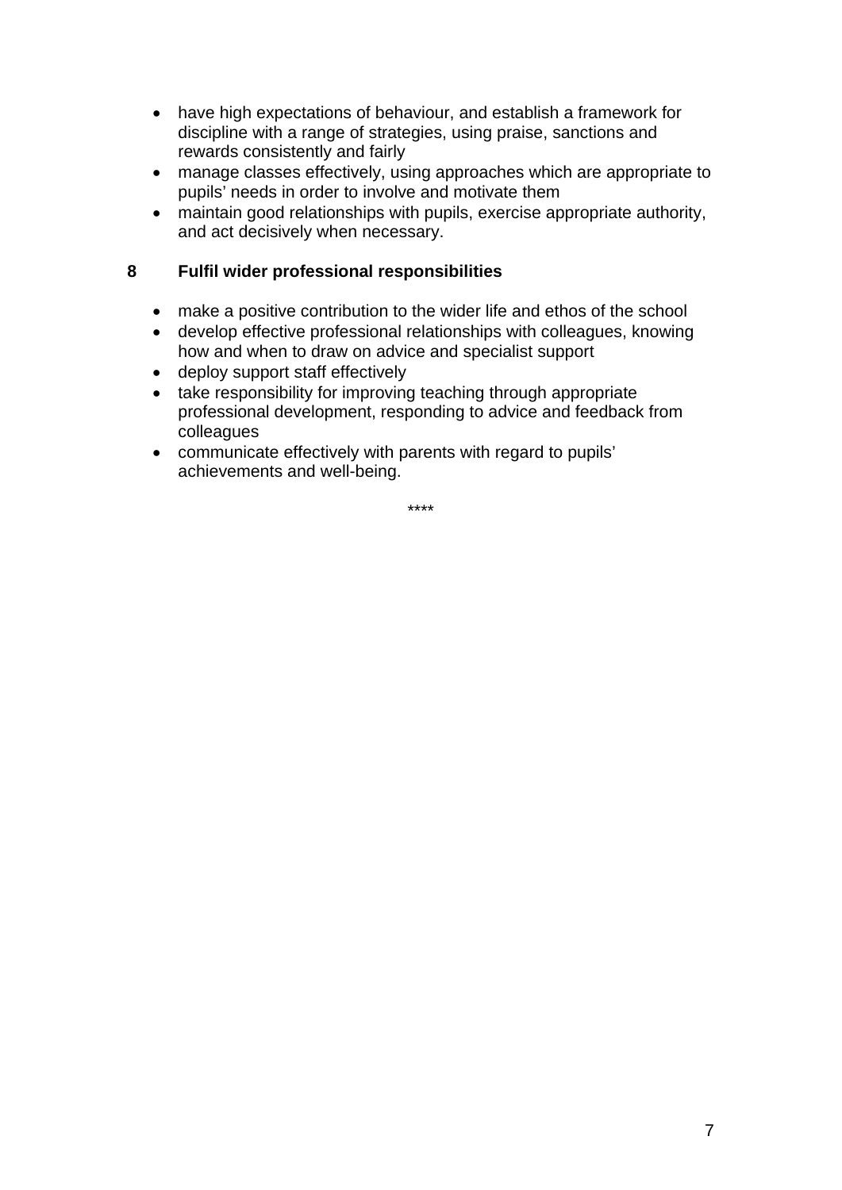- have high expectations of behaviour, and establish a framework for discipline with a range of strategies, using praise, sanctions and rewards consistently and fairly
- manage classes effectively, using approaches which are appropriate to pupils' needs in order to involve and motivate them
- maintain good relationships with pupils, exercise appropriate authority, and act decisively when necessary.

### 8 Fulfil wider professional responsibilities

- make a positive contribution to the wider life and ethos of the school
- develop effective professional relationships with colleagues, knowing how and when to draw on advice and specialist support
- deploy support staff effectively
- take responsibility for improving teaching through appropriate professional development, responding to advice and feedback from colleagues
- communicate effectively with parents with regard to pupils' achievements and well-being.

****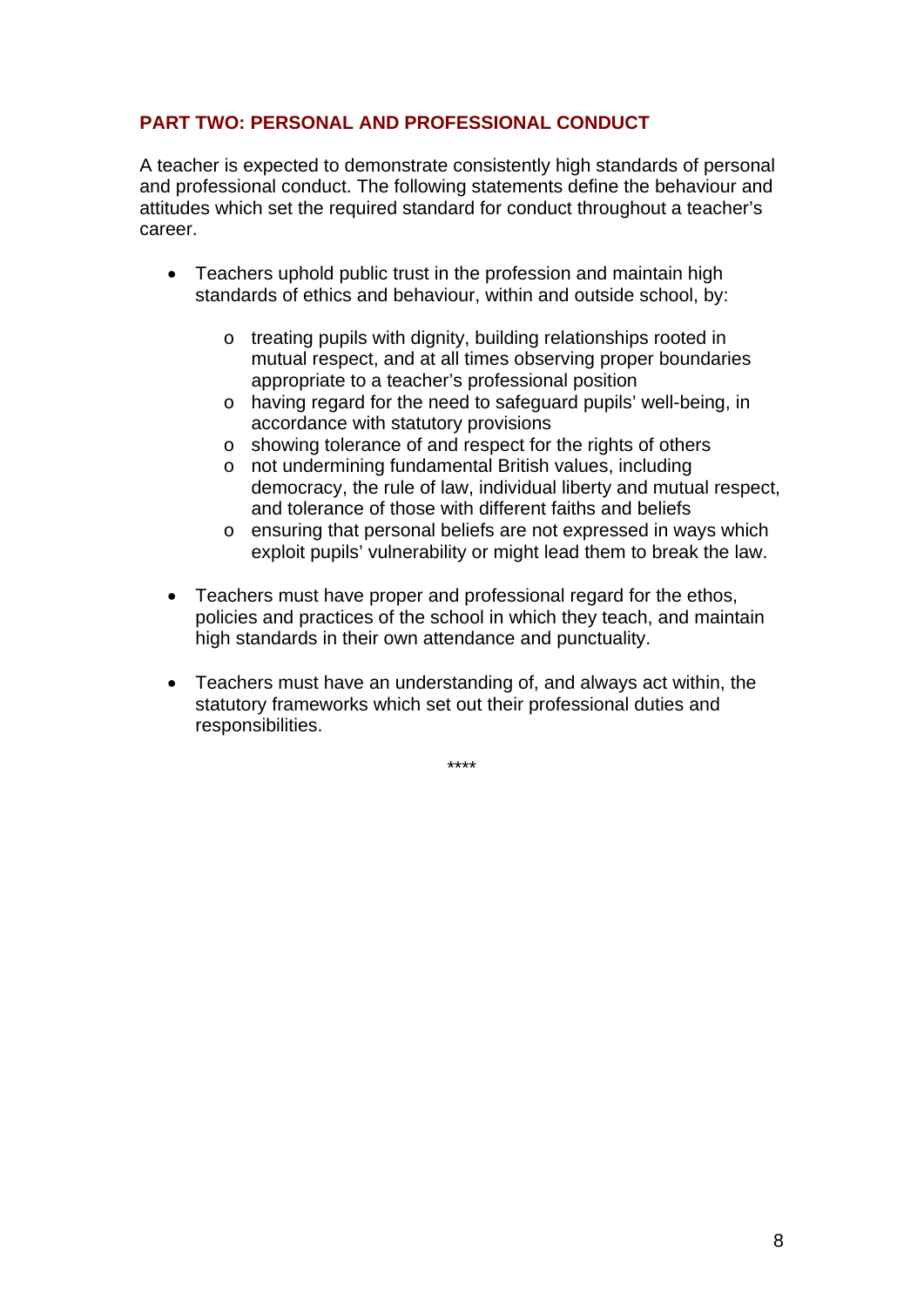## PART TWO: PERSONAL AND PROFESSIONAL CONDUCT

A teacher is expected to demonstrate consistently high standards of personal and professional conduct. The following statements define the behaviour and attitudes which set the required standard for conduct throughout a teacher's career.

- Teachers uphold public trust in the profession and maintain high standards of ethics and behaviour, within and outside school, by:
  - treating pupils with dignity, building relationships rooted in mutual respect, and at all times observing proper boundaries appropriate to a teacher's professional position
  - having regard for the need to safeguard pupils' well-being, in accordance with statutory provisions
  - showing tolerance of and respect for the rights of others
  - not undermining fundamental British values, including democracy, the rule of law, individual liberty and mutual respect, and tolerance of those with different faiths and beliefs
  - ensuring that personal beliefs are not expressed in ways which exploit pupils' vulnerability or might lead them to break the law.

- Teachers must have proper and professional regard for the ethos, policies and practices of the school in which they teach, and maintain high standards in their own attendance and punctuality.

- Teachers must have an understanding of, and always act within, the statutory frameworks which set out their professional duties and responsibilities.

****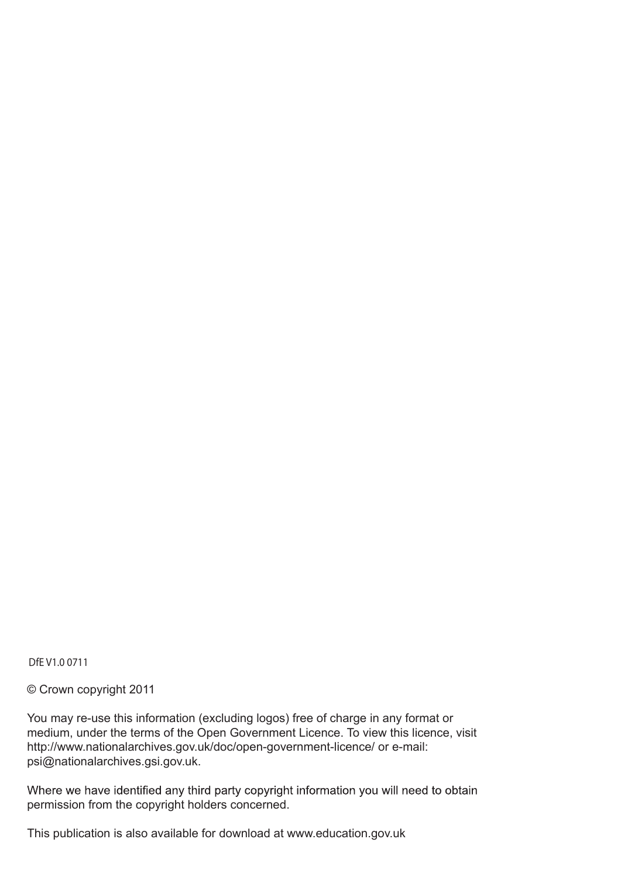DfE V1.0 0711

© Crown copyright 2011

You may re-use this information (excluding logos) free of charge in any format or medium, under the terms of the Open Government Licence. To view this licence, visit http://www.nationalarchives.gov.uk/doc/open-government-licence/ or e-mail: psi@nationalarchives.gsi.gov.uk.

Where we have identified any third party copyright information you will need to obtain permission from the copyright holders concerned.

This publication is also available for download at www.education.gov.uk